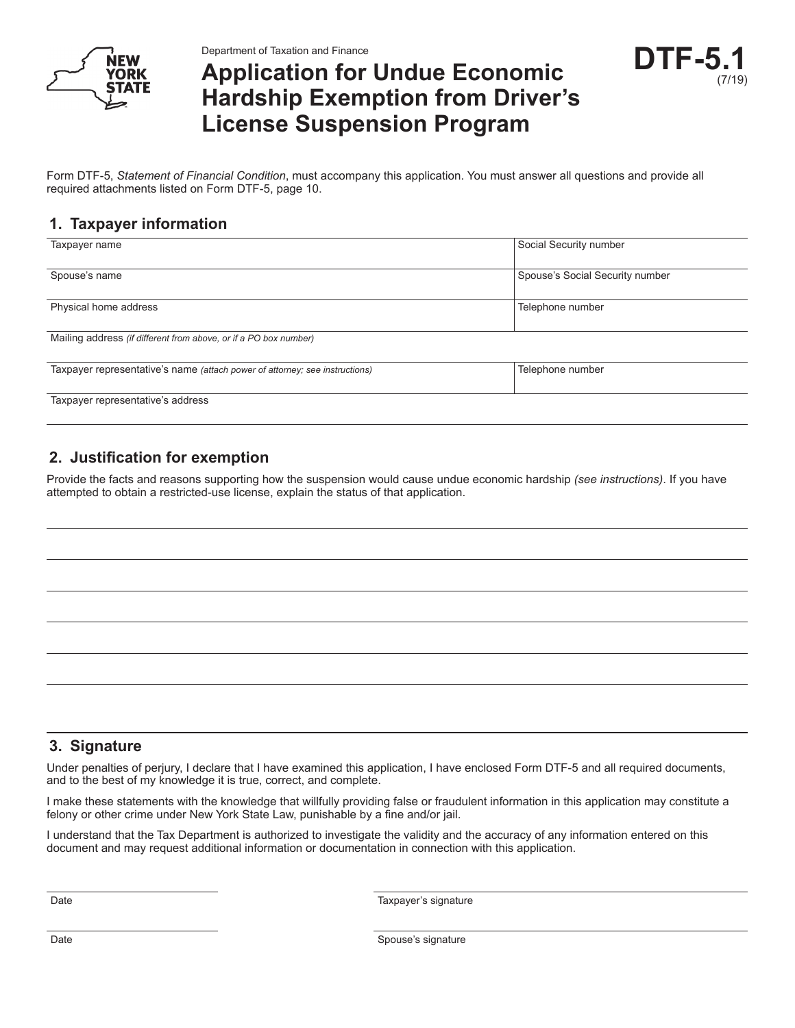Department of Taxation and Finance

# Application for Undue Economic Hardship Exemption from Driver's License Suspension Program

**DTF-5.1** (7/19)

Form DTF-5, *Statement of Financial Condition*, must accompany this application. You must answer all questions and provide all required attachments listed on Form DTF-5, page 10.

## 1. Taxpayer information

| Taxpayer name | Social Security number |
|---|---|
| Spouse's name | Spouse's Social Security number |
| Physical home address | Telephone number |
| Mailing address *(if different from above, or if a PO box number)* | |
| Taxpayer representative's name *(attach power of attorney; see instructions)* | Telephone number |
| Taxpayer representative's address | |

## 2. Justification for exemption

Provide the facts and reasons supporting how the suspension would cause undue economic hardship *(see instructions)*. If you have attempted to obtain a restricted-use license, explain the status of that application.

## 3. Signature

Under penalties of perjury, I declare that I have examined this application, I have enclosed Form DTF-5 and all required documents, and to the best of my knowledge it is true, correct, and complete.

I make these statements with the knowledge that willfully providing false or fraudulent information in this application may constitute a felony or other crime under New York State Law, punishable by a fine and/or jail.

I understand that the Tax Department is authorized to investigate the validity and the accuracy of any information entered on this document and may request additional information or documentation in connection with this application.

| Date | Taxpayer's signature |
|---|---|
| Date | Spouse's signature |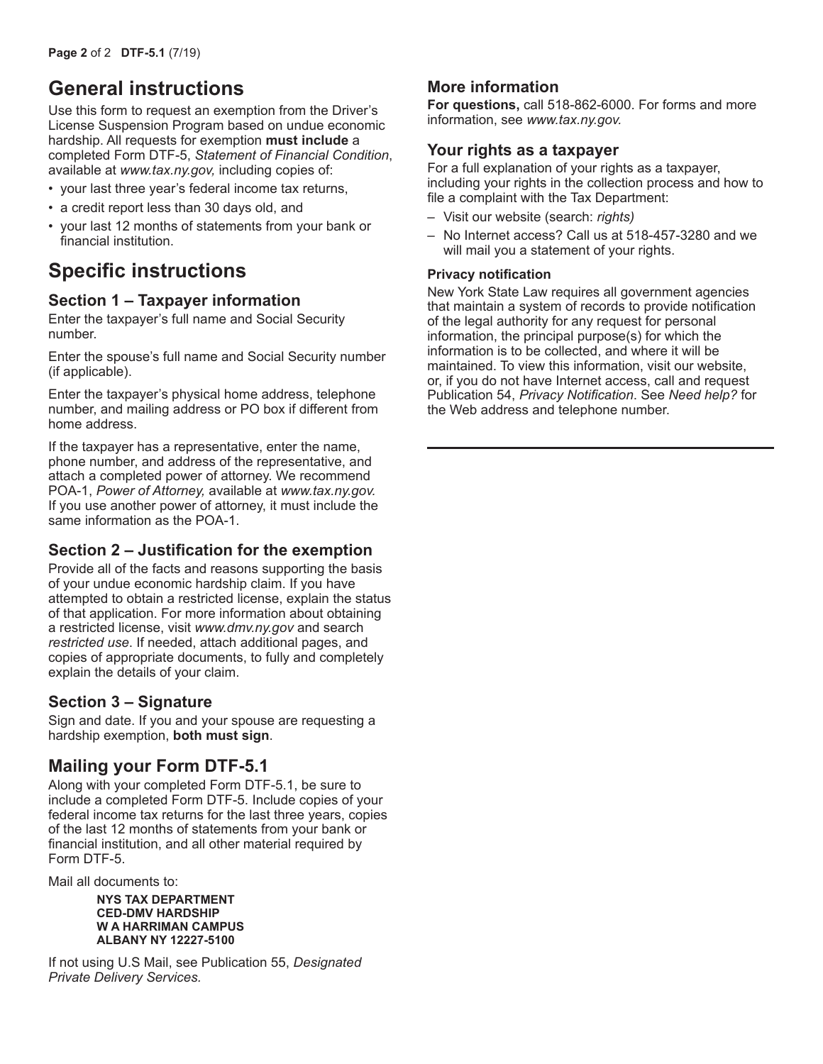# General instructions

Use this form to request an exemption from the Driver's License Suspension Program based on undue economic hardship. All requests for exemption **must include** a completed Form DTF-5, *Statement of Financial Condition*, available at *www.tax.ny.gov,* including copies of:

- your last three year's federal income tax returns,
- a credit report less than 30 days old, and
- your last 12 months of statements from your bank or financial institution.

# Specific instructions

## Section 1 – Taxpayer information

Enter the taxpayer's full name and Social Security number.

Enter the spouse's full name and Social Security number (if applicable).

Enter the taxpayer's physical home address, telephone number, and mailing address or PO box if different from home address.

If the taxpayer has a representative, enter the name, phone number, and address of the representative, and attach a completed power of attorney. We recommend POA-1, *Power of Attorney,* available at *www.tax.ny.gov.* If you use another power of attorney, it must include the same information as the POA-1.

## Section 2 – Justification for the exemption

Provide all of the facts and reasons supporting the basis of your undue economic hardship claim. If you have attempted to obtain a restricted license, explain the status of that application. For more information about obtaining a restricted license, visit *www.dmv.ny.gov* and search *restricted use*. If needed, attach additional pages, and copies of appropriate documents, to fully and completely explain the details of your claim.

## Section 3 – Signature

Sign and date. If you and your spouse are requesting a hardship exemption, **both must sign**.

## Mailing your Form DTF-5.1

Along with your completed Form DTF-5.1, be sure to include a completed Form DTF-5. Include copies of your federal income tax returns for the last three years, copies of the last 12 months of statements from your bank or financial institution, and all other material required by Form DTF-5.

Mail all documents to:

**NYS TAX DEPARTMENT**
**CED-DMV HARDSHIP**
**W A HARRIMAN CAMPUS**
**ALBANY NY 12227-5100**

If not using U.S Mail, see Publication 55, *Designated Private Delivery Services.*

## More information

**For questions,** call 518-862-6000. For forms and more information, see *www.tax.ny.gov.*

## Your rights as a taxpayer

For a full explanation of your rights as a taxpayer, including your rights in the collection process and how to file a complaint with the Tax Department:

- Visit our website (search: *rights)*
- No Internet access? Call us at 518-457-3280 and we will mail you a statement of your rights.

### Privacy notification

New York State Law requires all government agencies that maintain a system of records to provide notification of the legal authority for any request for personal information, the principal purpose(s) for which the information is to be collected, and where it will be maintained. To view this information, visit our website, or, if you do not have Internet access, call and request Publication 54, *Privacy Notification*. See *Need help?* for the Web address and telephone number.